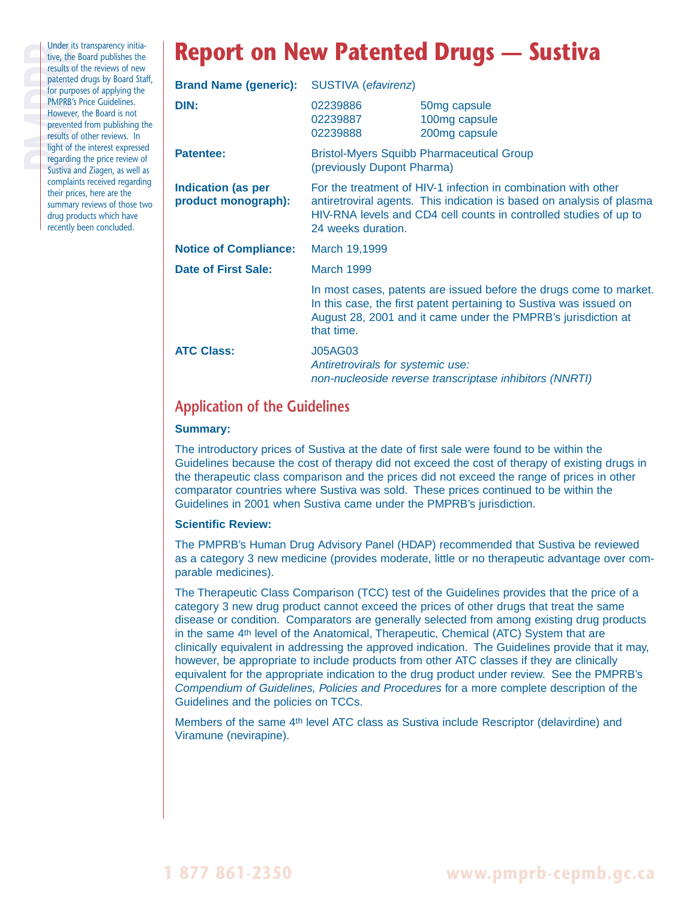Under its transparency initiative, the Board publishes the results of the reviews of new patented drugs by Board Staff, for purposes of applying the PMPRB's Price Guidelines. However, the Board is not prevented from publishing the results of other reviews. In light of the interest expressed regarding the price review of Sustiva and Ziagen, as well as complaints received regarding their prices, here are the summary reviews of those two drug products which have recently been concluded.

# Report on New Patented Drugs — Sustiva

**Brand Name (generic):** SUSTIVA (*efavirenz*)

**DIN:**

| DIN | Strength |
|---|---|
| 02239886 | 50mg capsule |
| 02239887 | 100mg capsule |
| 02239888 | 200mg capsule |

**Patentee:** Bristol-Myers Squibb Pharmaceutical Group (previously Dupont Pharma)

**Indication (as per product monograph):** For the treatment of HIV-1 infection in combination with other antiretroviral agents. This indication is based on analysis of plasma HIV-RNA levels and CD4 cell counts in controlled studies of up to 24 weeks duration.

**Notice of Compliance:** March 19,1999

**Date of First Sale:** March 1999

In most cases, patents are issued before the drugs come to market. In this case, the first patent pertaining to Sustiva was issued on August 28, 2001 and it came under the PMPRB's jurisdiction at that time.

**ATC Class:** J05AG03
*Antiretrovirals for systemic use: non-nucleoside reverse transcriptase inhibitors (NNRTI)*

## Application of the Guidelines

### Summary:

The introductory prices of Sustiva at the date of first sale were found to be within the Guidelines because the cost of therapy did not exceed the cost of therapy of existing drugs in the therapeutic class comparison and the prices did not exceed the range of prices in other comparator countries where Sustiva was sold. These prices continued to be within the Guidelines in 2001 when Sustiva came under the PMPRB's jurisdiction.

### Scientific Review:

The PMPRB's Human Drug Advisory Panel (HDAP) recommended that Sustiva be reviewed as a category 3 new medicine (provides moderate, little or no therapeutic advantage over comparable medicines).

The Therapeutic Class Comparison (TCC) test of the Guidelines provides that the price of a category 3 new drug product cannot exceed the prices of other drugs that treat the same disease or condition. Comparators are generally selected from among existing drug products in the same 4th level of the Anatomical, Therapeutic, Chemical (ATC) System that are clinically equivalent in addressing the approved indication. The Guidelines provide that it may, however, be appropriate to include products from other ATC classes if they are clinically equivalent for the appropriate indication to the drug product under review. See the PMPRB's *Compendium of Guidelines, Policies and Procedures* for a more complete description of the Guidelines and the policies on TCCs.

Members of the same 4th level ATC class as Sustiva include Rescriptor (delavirdine) and Viramune (nevirapine).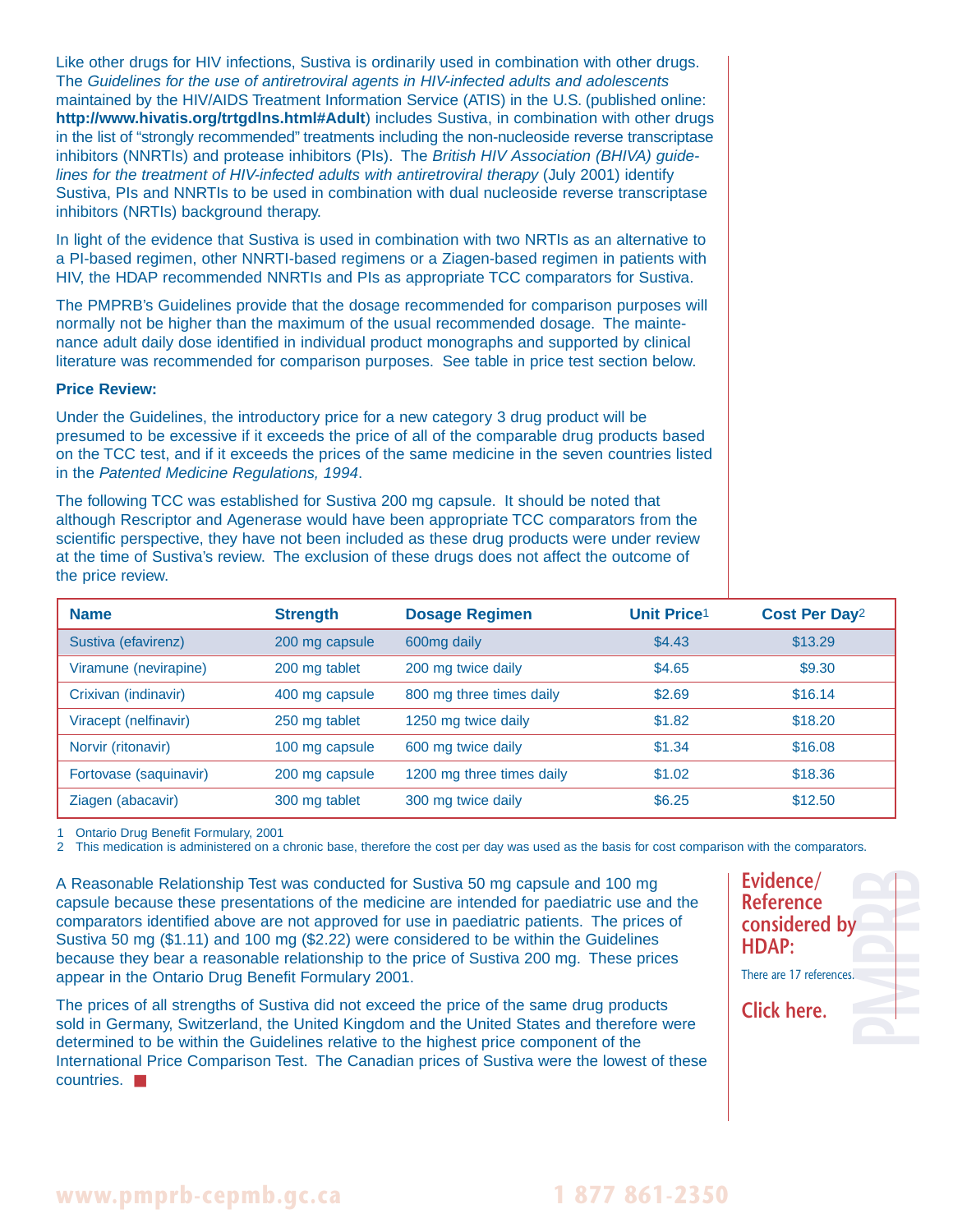Like other drugs for HIV infections, Sustiva is ordinarily used in combination with other drugs. The *Guidelines for the use of antiretroviral agents in HIV-infected adults and adolescents* maintained by the HIV/AIDS Treatment Information Service (ATIS) in the U.S. (published online: **http://www.hivatis.org/trtgdlns.html#Adult**) includes Sustiva, in combination with other drugs in the list of "strongly recommended" treatments including the non-nucleoside reverse transcriptase inhibitors (NNRTIs) and protease inhibitors (PIs). The *British HIV Association (BHIVA) guidelines for the treatment of HIV-infected adults with antiretroviral therapy* (July 2001) identify Sustiva, PIs and NNRTIs to be used in combination with dual nucleoside reverse transcriptase inhibitors (NRTIs) background therapy.

In light of the evidence that Sustiva is used in combination with two NRTIs as an alternative to a PI-based regimen, other NNRTI-based regimens or a Ziagen-based regimen in patients with HIV, the HDAP recommended NNRTIs and PIs as appropriate TCC comparators for Sustiva.

The PMPRB's Guidelines provide that the dosage recommended for comparison purposes will normally not be higher than the maximum of the usual recommended dosage. The maintenance adult daily dose identified in individual product monographs and supported by clinical literature was recommended for comparison purposes. See table in price test section below.

**Price Review:**

Under the Guidelines, the introductory price for a new category 3 drug product will be presumed to be excessive if it exceeds the price of all of the comparable drug products based on the TCC test, and if it exceeds the prices of the same medicine in the seven countries listed in the *Patented Medicine Regulations, 1994*.

The following TCC was established for Sustiva 200 mg capsule. It should be noted that although Rescriptor and Agenerase would have been appropriate TCC comparators from the scientific perspective, they have not been included as these drug products were under review at the time of Sustiva's review. The exclusion of these drugs does not affect the outcome of the price review.

| Name | Strength | Dosage Regimen | Unit Price[1] | Cost Per Day[2] |
|---|---|---|---|---|
| Sustiva (efavirenz) | 200 mg capsule | 600mg daily | $4.43 | $13.29 |
| Viramune (nevirapine) | 200 mg tablet | 200 mg twice daily | $4.65 | $9.30 |
| Crixivan (indinavir) | 400 mg capsule | 800 mg three times daily | $2.69 | $16.14 |
| Viracept (nelfinavir) | 250 mg tablet | 1250 mg twice daily | $1.82 | $18.20 |
| Norvir (ritonavir) | 100 mg capsule | 600 mg twice daily | $1.34 | $16.08 |
| Fortovase (saquinavir) | 200 mg capsule | 1200 mg three times daily | $1.02 | $18.36 |
| Ziagen (abacavir) | 300 mg tablet | 300 mg twice daily | $6.25 | $12.50 |

1 Ontario Drug Benefit Formulary, 2001
2 This medication is administered on a chronic base, therefore the cost per day was used as the basis for cost comparison with the comparators.

A Reasonable Relationship Test was conducted for Sustiva 50 mg capsule and 100 mg capsule because these presentations of the medicine are intended for paediatric use and the comparators identified above are not approved for use in paediatric patients. The prices of Sustiva 50 mg ($1.11) and 100 mg ($2.22) were considered to be within the Guidelines because they bear a reasonable relationship to the price of Sustiva 200 mg. These prices appear in the Ontario Drug Benefit Formulary 2001.

The prices of all strengths of Sustiva did not exceed the price of the same drug products sold in Germany, Switzerland, the United Kingdom and the United States and therefore were determined to be within the Guidelines relative to the highest price component of the International Price Comparison Test. The Canadian prices of Sustiva were the lowest of these countries.

**Evidence/ Reference considered by HDAP:**

There are 17 references.

**Click here.**